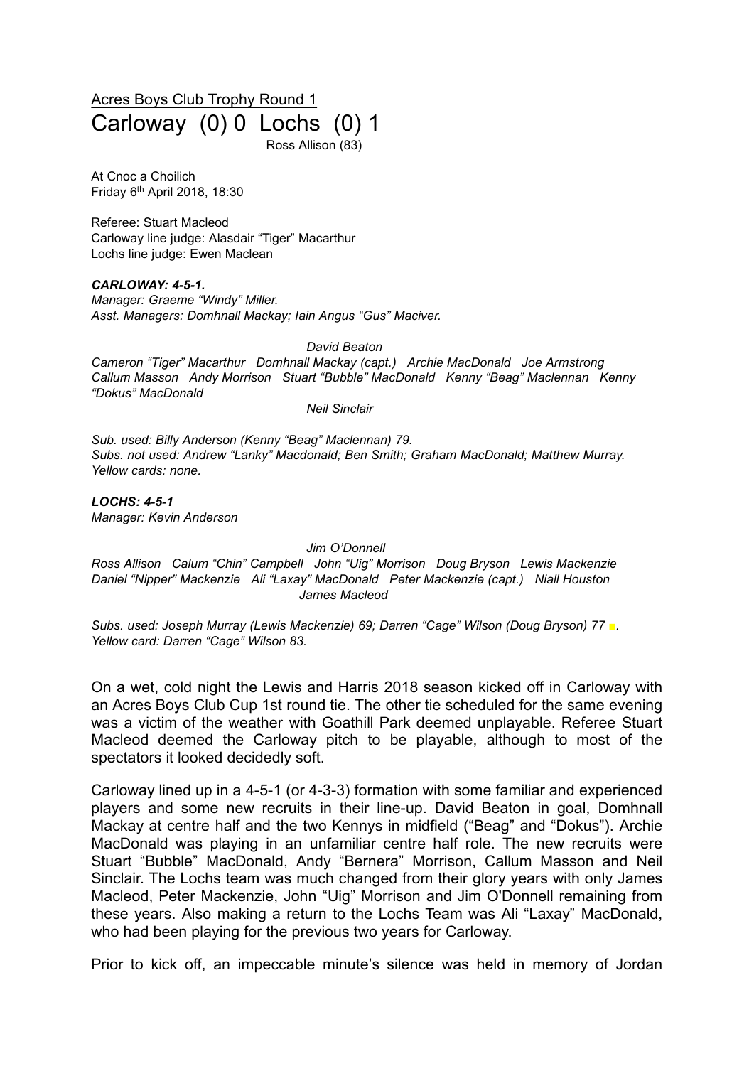<u>Acres Boys Club Trophy Round 1</u>

# Carloway (0) 0 Lochs (0) 1

Ross Allison (83)

At Cnoc a Choilich
Friday 6th April 2018, 18:30

Referee: Stuart Macleod
Carloway line judge: Alasdair "Tiger" Macarthur
Lochs line judge: Ewen Maclean

***CARLOWAY: 4-5-1.***
*Manager: Graeme "Windy" Miller.*
*Asst. Managers: Domhnall Mackay; Iain Angus "Gus" Maciver.*

*David Beaton*
*Cameron "Tiger" Macarthur Domhnall Mackay (capt.) Archie MacDonald Joe Armstrong*
*Callum Masson Andy Morrison Stuart "Bubble" MacDonald Kenny "Beag" Maclennan Kenny "Dokus" MacDonald*
*Neil Sinclair*

*Sub. used: Billy Anderson (Kenny "Beag" Maclennan) 79.*
*Subs. not used: Andrew "Lanky" Macdonald; Ben Smith; Graham MacDonald; Matthew Murray.*
*Yellow cards: none.*

***LOCHS: 4-5-1***
*Manager: Kevin Anderson*

*Jim O'Donnell*
*Ross Allison Calum "Chin" Campbell John "Uig" Morrison Doug Bryson Lewis Mackenzie*
*Daniel "Nipper" Mackenzie Ali "Laxay" MacDonald Peter Mackenzie (capt.) Niall Houston*
*James Macleod*

*Subs. used: Joseph Murray (Lewis Mackenzie) 69; Darren "Cage" Wilson (Doug Bryson) 77 ■.*
*Yellow card: Darren "Cage" Wilson 83.*

On a wet, cold night the Lewis and Harris 2018 season kicked off in Carloway with an Acres Boys Club Cup 1st round tie. The other tie scheduled for the same evening was a victim of the weather with Goathill Park deemed unplayable. Referee Stuart Macleod deemed the Carloway pitch to be playable, although to most of the spectators it looked decidedly soft.

Carloway lined up in a 4-5-1 (or 4-3-3) formation with some familiar and experienced players and some new recruits in their line-up. David Beaton in goal, Domhnall Mackay at centre half and the two Kennys in midfield ("Beag" and "Dokus"). Archie MacDonald was playing in an unfamiliar centre half role. The new recruits were Stuart "Bubble" MacDonald, Andy "Bernera" Morrison, Callum Masson and Neil Sinclair. The Lochs team was much changed from their glory years with only James Macleod, Peter Mackenzie, John "Uig" Morrison and Jim O'Donnell remaining from these years. Also making a return to the Lochs Team was Ali "Laxay" MacDonald, who had been playing for the previous two years for Carloway.

Prior to kick off, an impeccable minute's silence was held in memory of Jordan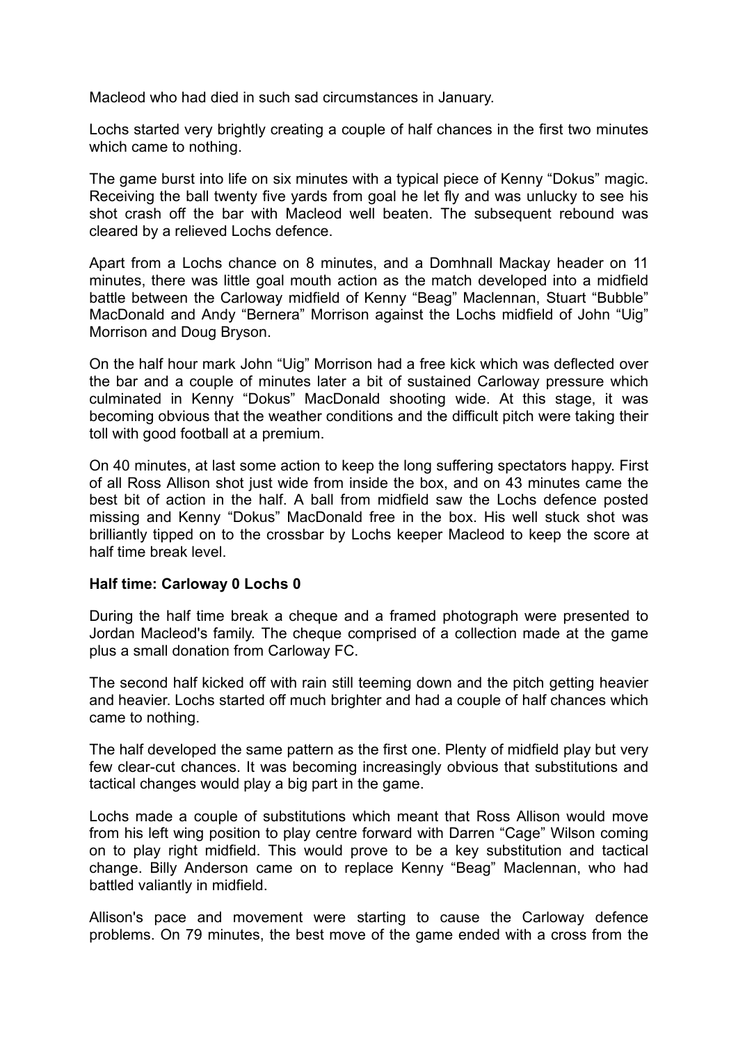Macleod who had died in such sad circumstances in January.

Lochs started very brightly creating a couple of half chances in the first two minutes which came to nothing.

The game burst into life on six minutes with a typical piece of Kenny “Dokus” magic. Receiving the ball twenty five yards from goal he let fly and was unlucky to see his shot crash off the bar with Macleod well beaten. The subsequent rebound was cleared by a relieved Lochs defence.

Apart from a Lochs chance on 8 minutes, and a Domhnall Mackay header on 11 minutes, there was little goal mouth action as the match developed into a midfield battle between the Carloway midfield of Kenny “Beag” Maclennan, Stuart “Bubble” MacDonald and Andy “Bernera” Morrison against the Lochs midfield of John “Uig” Morrison and Doug Bryson.

On the half hour mark John “Uig” Morrison had a free kick which was deflected over the bar and a couple of minutes later a bit of sustained Carloway pressure which culminated in Kenny “Dokus” MacDonald shooting wide. At this stage, it was becoming obvious that the weather conditions and the difficult pitch were taking their toll with good football at a premium.

On 40 minutes, at last some action to keep the long suffering spectators happy. First of all Ross Allison shot just wide from inside the box, and on 43 minutes came the best bit of action in the half. A ball from midfield saw the Lochs defence posted missing and Kenny “Dokus” MacDonald free in the box. His well stuck shot was brilliantly tipped on to the crossbar by Lochs keeper Macleod to keep the score at half time break level.

**Half time: Carloway 0 Lochs 0**

During the half time break a cheque and a framed photograph were presented to Jordan Macleod's family. The cheque comprised of a collection made at the game plus a small donation from Carloway FC.

The second half kicked off with rain still teeming down and the pitch getting heavier and heavier. Lochs started off much brighter and had a couple of half chances which came to nothing.

The half developed the same pattern as the first one. Plenty of midfield play but very few clear-cut chances. It was becoming increasingly obvious that substitutions and tactical changes would play a big part in the game.

Lochs made a couple of substitutions which meant that Ross Allison would move from his left wing position to play centre forward with Darren “Cage” Wilson coming on to play right midfield. This would prove to be a key substitution and tactical change. Billy Anderson came on to replace Kenny “Beag” Maclennan, who had battled valiantly in midfield.

Allison's pace and movement were starting to cause the Carloway defence problems. On 79 minutes, the best move of the game ended with a cross from the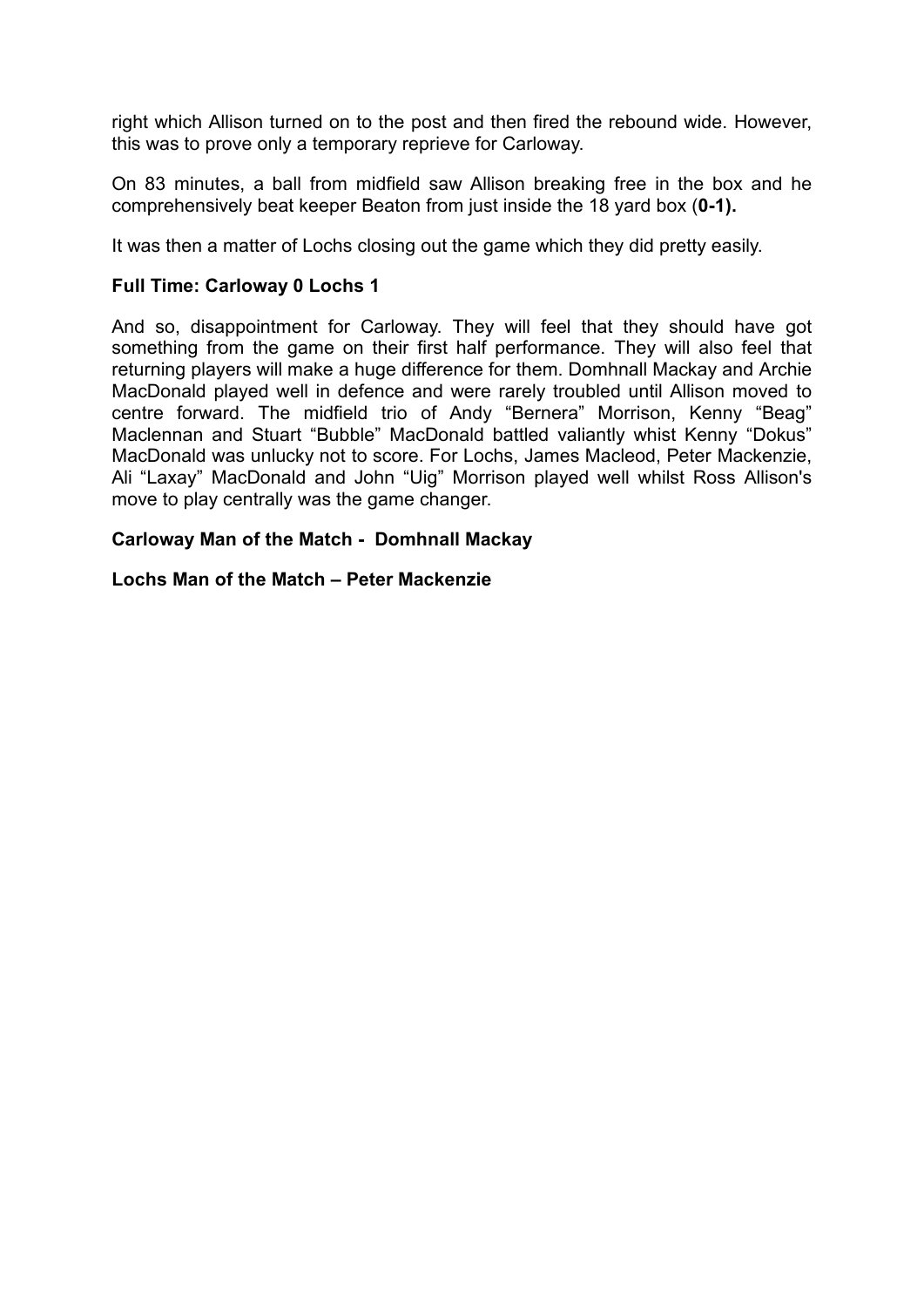right which Allison turned on to the post and then fired the rebound wide. However, this was to prove only a temporary reprieve for Carloway.

On 83 minutes, a ball from midfield saw Allison breaking free in the box and he comprehensively beat keeper Beaton from just inside the 18 yard box (**0-1).**

It was then a matter of Lochs closing out the game which they did pretty easily.

**Full Time: Carloway 0 Lochs 1**

And so, disappointment for Carloway. They will feel that they should have got something from the game on their first half performance. They will also feel that returning players will make a huge difference for them. Domhnall Mackay and Archie MacDonald played well in defence and were rarely troubled until Allison moved to centre forward. The midfield trio of Andy “Bernera” Morrison, Kenny “Beag” Maclennan and Stuart “Bubble” MacDonald battled valiantly whist Kenny “Dokus” MacDonald was unlucky not to score. For Lochs, James Macleod, Peter Mackenzie, Ali “Laxay” MacDonald and John “Uig” Morrison played well whilst Ross Allison's move to play centrally was the game changer.

**Carloway Man of the Match - Domhnall Mackay**

**Lochs Man of the Match – Peter Mackenzie**